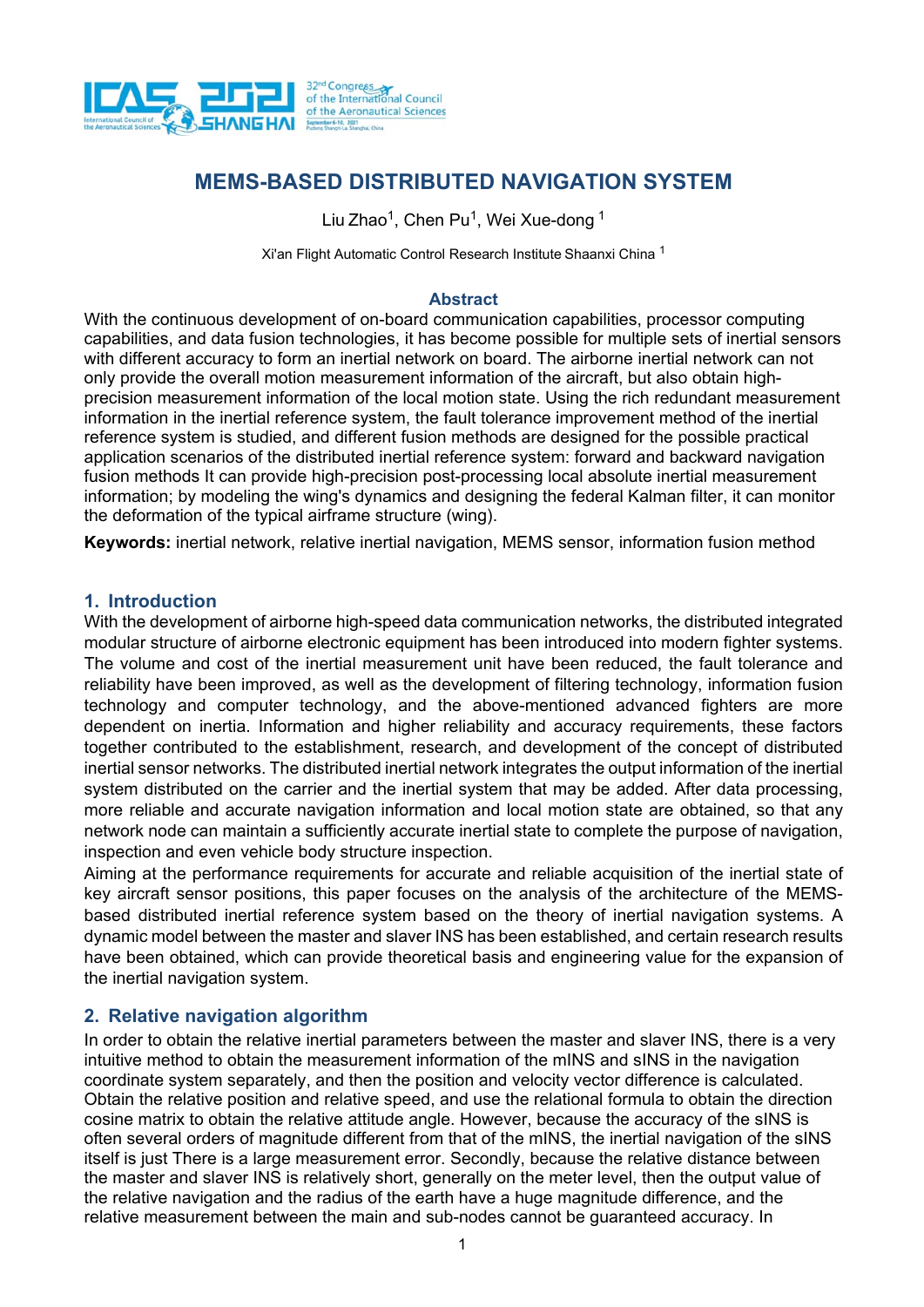# MEMS-BASED DISTRIBUTED NAVIGATION SYSTEM

Liu Zhao[1], Chen Pu[1], Wei Xue-dong [1]

Xi'an Flight Automatic Control Research Institute Shaanxi China [1]

## Abstract

With the continuous development of on-board communication capabilities, processor computing capabilities, and data fusion technologies, it has become possible for multiple sets of inertial sensors with different accuracy to form an inertial network on board. The airborne inertial network can not only provide the overall motion measurement information of the aircraft, but also obtain high-precision measurement information of the local motion state. Using the rich redundant measurement information in the inertial reference system, the fault tolerance improvement method of the inertial reference system is studied, and different fusion methods are designed for the possible practical application scenarios of the distributed inertial reference system: forward and backward navigation fusion methods It can provide high-precision post-processing local absolute inertial measurement information; by modeling the wing's dynamics and designing the federal Kalman filter, it can monitor the deformation of the typical airframe structure (wing).

**Keywords:** inertial network, relative inertial navigation, MEMS sensor, information fusion method

## 1. Introduction

With the development of airborne high-speed data communication networks, the distributed integrated modular structure of airborne electronic equipment has been introduced into modern fighter systems. The volume and cost of the inertial measurement unit have been reduced, the fault tolerance and reliability have been improved, as well as the development of filtering technology, information fusion technology and computer technology, and the above-mentioned advanced fighters are more dependent on inertia. Information and higher reliability and accuracy requirements, these factors together contributed to the establishment, research, and development of the concept of distributed inertial sensor networks. The distributed inertial network integrates the output information of the inertial system distributed on the carrier and the inertial system that may be added. After data processing, more reliable and accurate navigation information and local motion state are obtained, so that any network node can maintain a sufficiently accurate inertial state to complete the purpose of navigation, inspection and even vehicle body structure inspection.

Aiming at the performance requirements for accurate and reliable acquisition of the inertial state of key aircraft sensor positions, this paper focuses on the analysis of the architecture of the MEMS-based distributed inertial reference system based on the theory of inertial navigation systems. A dynamic model between the master and slaver INS has been established, and certain research results have been obtained, which can provide theoretical basis and engineering value for the expansion of the inertial navigation system.

## 2. Relative navigation algorithm

In order to obtain the relative inertial parameters between the master and slaver INS, there is a very intuitive method to obtain the measurement information of the mINS and sINS in the navigation coordinate system separately, and then the position and velocity vector difference is calculated. Obtain the relative position and relative speed, and use the relational formula to obtain the direction cosine matrix to obtain the relative attitude angle. However, because the accuracy of the sINS is often several orders of magnitude different from that of the mINS, the inertial navigation of the sINS itself is just There is a large measurement error. Secondly, because the relative distance between the master and slaver INS is relatively short, generally on the meter level, then the output value of the relative navigation and the radius of the earth have a huge magnitude difference, and the relative measurement between the main and sub-nodes cannot be guaranteed accuracy. In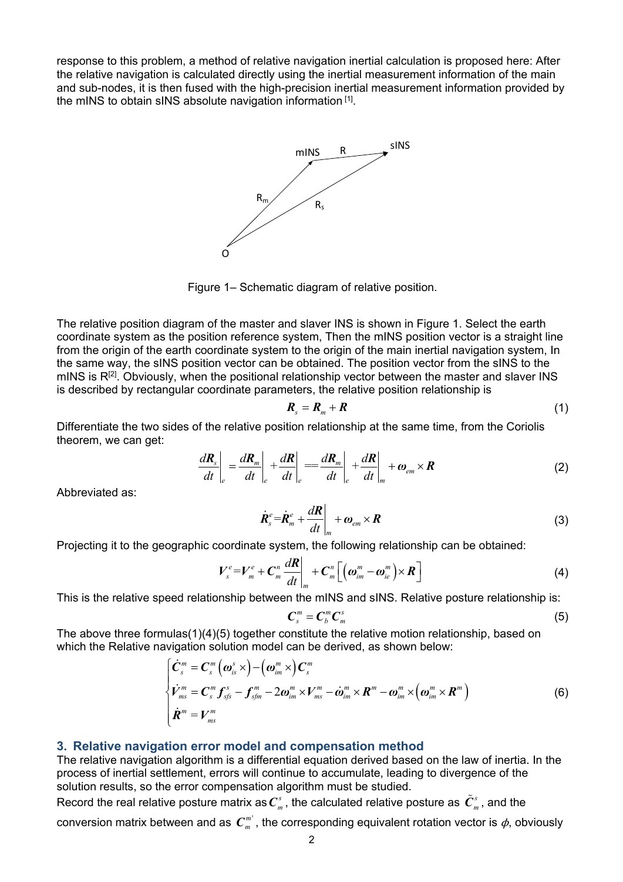response to this problem, a method of relative navigation inertial calculation is proposed here: After the relative navigation is calculated directly using the inertial measurement information of the main and sub-nodes, it is then fused with the high-precision inertial measurement information provided by the mINS to obtain sINS absolute navigation information [1].

Figure 1– Schematic diagram of relative position.

The relative position diagram of the master and slaver INS is shown in Figure 1. Select the earth coordinate system as the position reference system, Then the mINS position vector is a straight line from the origin of the earth coordinate system to the origin of the main inertial navigation system, In the same way, the sINS position vector can be obtained. The position vector from the sINS to the mINS is R[2]. Obviously, when the positional relationship vector between the master and slaver INS is described by rectangular coordinate parameters, the relative position relationship is

$$\boldsymbol{R}_s = \boldsymbol{R}_m + \boldsymbol{R} \tag{1}$$

Differentiate the two sides of the relative position relationship at the same time, from the Coriolis theorem, we can get:

$$\left.\frac{d\boldsymbol{R}_s}{dt}\right|_e = \left.\frac{d\boldsymbol{R}_m}{dt}\right|_e + \left.\frac{d\boldsymbol{R}}{dt}\right|_e == \left.\frac{d\boldsymbol{R}_m}{dt}\right|_e + \left.\frac{d\boldsymbol{R}}{dt}\right|_m + \boldsymbol{\omega}_{em} \times \boldsymbol{R} \tag{2}$$

Abbreviated as:

$$\dot{\boldsymbol{R}}_s^e = \dot{\boldsymbol{R}}_m^e + \left.\frac{d\boldsymbol{R}}{dt}\right|_m + \boldsymbol{\omega}_{em} \times \boldsymbol{R} \tag{3}$$

Projecting it to the geographic coordinate system, the following relationship can be obtained:

$$\boldsymbol{V}_s^e = \boldsymbol{V}_m^e + \boldsymbol{C}_m^n \left.\frac{d\boldsymbol{R}}{dt}\right|_m + \boldsymbol{C}_m^n \left[\left(\boldsymbol{\omega}_{im}^m - \boldsymbol{\omega}_{ie}^m\right) \times \boldsymbol{R}\right] \tag{4}$$

This is the relative speed relationship between the mINS and sINS. Relative posture relationship is:

$$\boldsymbol{C}_s^m = \boldsymbol{C}_b^m \boldsymbol{C}_m^s \tag{5}$$

The above three formulas(1)(4)(5) together constitute the relative motion relationship, based on which the Relative navigation solution model can be derived, as shown below:

$$\begin{cases} \dot{\boldsymbol{C}}_s^m = \boldsymbol{C}_s^m \left(\boldsymbol{\omega}_{is}^s \times\right) - \left(\boldsymbol{\omega}_{im}^m \times\right) \boldsymbol{C}_s^m \\ \dot{\boldsymbol{V}}_{ms}^m = \boldsymbol{C}_s^m \boldsymbol{f}_{sfs}^s - \boldsymbol{f}_{sfm}^m - 2\boldsymbol{\omega}_{im}^m \times \boldsymbol{V}_{ms}^m - \dot{\boldsymbol{\omega}}_{im}^m \times \boldsymbol{R}^m - \boldsymbol{\omega}_{im}^m \times \left(\boldsymbol{\omega}_{im}^m \times \boldsymbol{R}^m\right) \\ \dot{\boldsymbol{R}}^m = \boldsymbol{V}_{ms}^m \end{cases} \tag{6}$$

## 3. Relative navigation error model and compensation method

The relative navigation algorithm is a differential equation derived based on the law of inertia. In the process of inertial settlement, errors will continue to accumulate, leading to divergence of the solution results, so the error compensation algorithm must be studied.

Record the real relative posture matrix as $\boldsymbol{C}_m^s$, the calculated relative posture as $\tilde{\boldsymbol{C}}_m^s$, and the conversion matrix between and as $\boldsymbol{C}_m^{m'}$, the corresponding equivalent rotation vector is $\phi$, obviously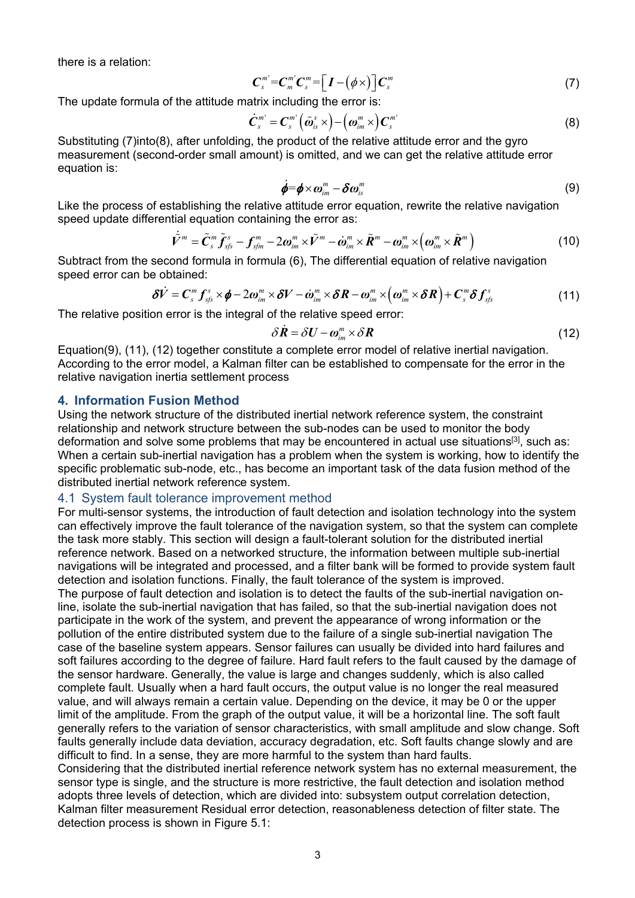there is a relation:

$$\boldsymbol{C}_s^{m'}=\boldsymbol{C}_m^{m'}\boldsymbol{C}_s^m=\left[\boldsymbol{I}-(\phi\times)\right]\boldsymbol{C}_s^m \tag{7}$$

The update formula of the attitude matrix including the error is:

$$\dot{\boldsymbol{C}}_s^{m'}=\boldsymbol{C}_s^{m'}\left(\tilde{\boldsymbol{\omega}}_{is}^s\times\right)-\left(\boldsymbol{\omega}_{im}^m\times\right)\boldsymbol{C}_s^{m'} \tag{8}$$

Substituting (7)into(8), after unfolding, the product of the relative attitude error and the gyro measurement (second-order small amount) is omitted, and we can get the relative attitude error equation is:

$$\dot{\boldsymbol{\phi}}=\boldsymbol{\phi}\times\boldsymbol{\omega}_{im}^m-\boldsymbol{\delta\omega}_{is}^m \tag{9}$$

Like the process of establishing the relative attitude error equation, rewrite the relative navigation speed update differential equation containing the error as:

$$\dot{\tilde{\boldsymbol{V}}}^m=\tilde{\boldsymbol{C}}_s^m\tilde{\boldsymbol{f}}_{sfs}^s-\boldsymbol{f}_{sfm}^m-2\boldsymbol{\omega}_{im}^m\times\tilde{\boldsymbol{V}}^m-\dot{\boldsymbol{\omega}}_{im}^m\times\tilde{\boldsymbol{R}}^m-\boldsymbol{\omega}_{im}^m\times\left(\boldsymbol{\omega}_{im}^m\times\tilde{\boldsymbol{R}}^m\right) \tag{10}$$

Subtract from the second formula in formula (6), The differential equation of relative navigation speed error can be obtained:

$$\boldsymbol{\delta}\dot{\boldsymbol{V}}=\boldsymbol{C}_s^m\boldsymbol{f}_{sfs}^s\times\boldsymbol{\phi}-2\boldsymbol{\omega}_{im}^m\times\boldsymbol{\delta V}-\dot{\boldsymbol{\omega}}_{im}^m\times\boldsymbol{\delta R}-\boldsymbol{\omega}_{im}^m\times\left(\boldsymbol{\omega}_{im}^m\times\boldsymbol{\delta R}\right)+\boldsymbol{C}_s^m\boldsymbol{\delta f}_{sfs}^s \tag{11}$$

The relative position error is the integral of the relative speed error:

$$\delta\dot{\boldsymbol{R}}=\delta\boldsymbol{U}-\boldsymbol{\omega}_{im}^m\times\delta\boldsymbol{R} \tag{12}$$

Equation(9), (11), (12) together constitute a complete error model of relative inertial navigation. According to the error model, a Kalman filter can be established to compensate for the error in the relative navigation inertia settlement process

## 4. Information Fusion Method

Using the network structure of the distributed inertial network reference system, the constraint relationship and network structure between the sub-nodes can be used to monitor the body deformation and solve some problems that may be encountered in actual use situations[3], such as: When a certain sub-inertial navigation has a problem when the system is working, how to identify the specific problematic sub-node, etc., has become an important task of the data fusion method of the distributed inertial network reference system.

### 4.1 System fault tolerance improvement method

For multi-sensor systems, the introduction of fault detection and isolation technology into the system can effectively improve the fault tolerance of the navigation system, so that the system can complete the task more stably. This section will design a fault-tolerant solution for the distributed inertial reference network. Based on a networked structure, the information between multiple sub-inertial navigations will be integrated and processed, and a filter bank will be formed to provide system fault detection and isolation functions. Finally, the fault tolerance of the system is improved.

The purpose of fault detection and isolation is to detect the faults of the sub-inertial navigation on-line, isolate the sub-inertial navigation that has failed, so that the sub-inertial navigation does not participate in the work of the system, and prevent the appearance of wrong information or the pollution of the entire distributed system due to the failure of a single sub-inertial navigation The case of the baseline system appears. Sensor failures can usually be divided into hard failures and soft failures according to the degree of failure. Hard fault refers to the fault caused by the damage of the sensor hardware. Generally, the value is large and changes suddenly, which is also called complete fault. Usually when a hard fault occurs, the output value is no longer the real measured value, and will always remain a certain value. Depending on the device, it may be 0 or the upper limit of the amplitude. From the graph of the output value, it will be a horizontal line. The soft fault generally refers to the variation of sensor characteristics, with small amplitude and slow change. Soft faults generally include data deviation, accuracy degradation, etc. Soft faults change slowly and are difficult to find. In a sense, they are more harmful to the system than hard faults.

Considering that the distributed inertial reference network system has no external measurement, the sensor type is single, and the structure is more restrictive, the fault detection and isolation method adopts three levels of detection, which are divided into: subsystem output correlation detection, Kalman filter measurement Residual error detection, reasonableness detection of filter state. The detection process is shown in Figure 5.1: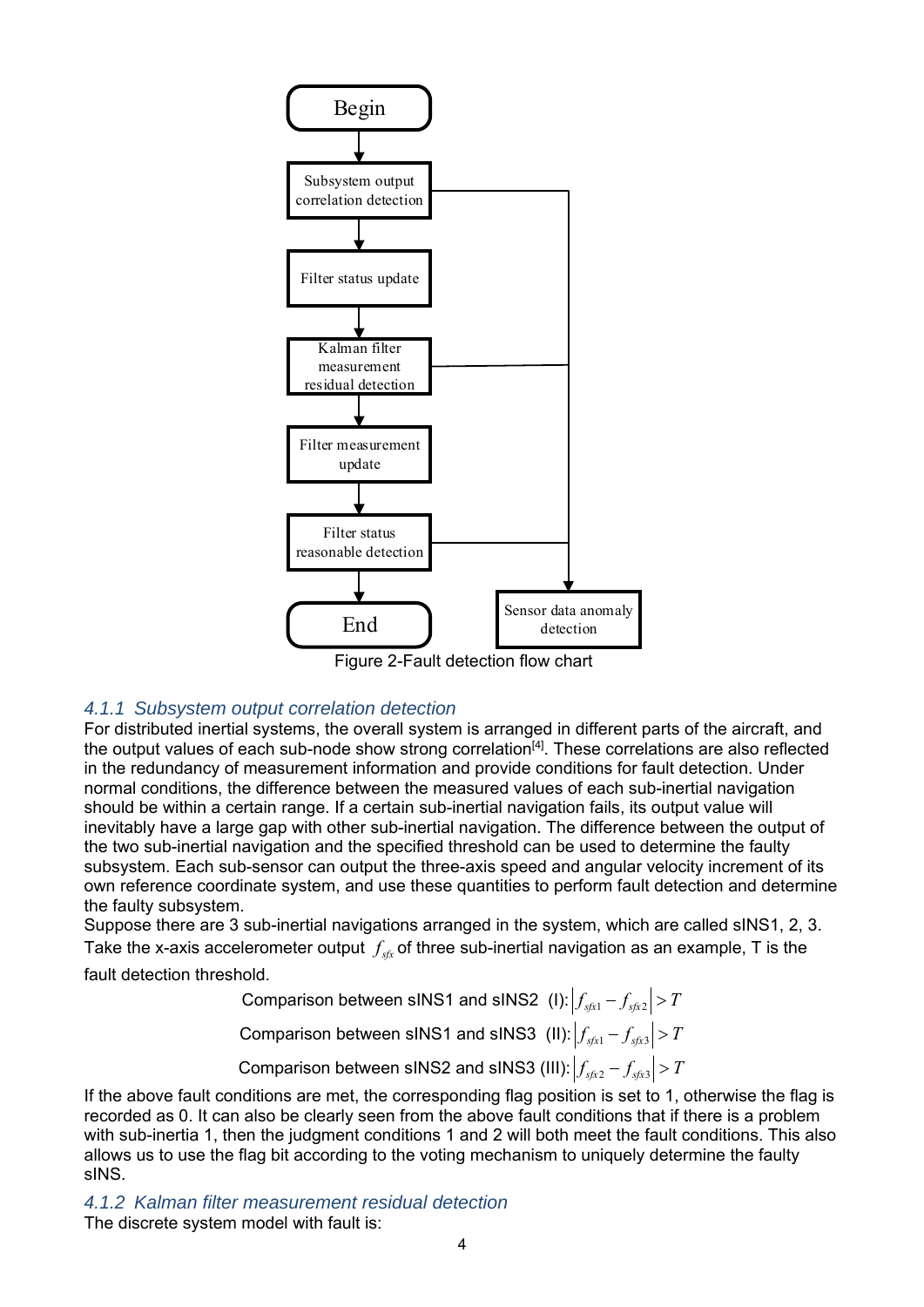Figure 2-Fault detection flow chart

### 4.1.1 Subsystem output correlation detection

For distributed inertial systems, the overall system is arranged in different parts of the aircraft, and the output values of each sub-node show strong correlation[4]. These correlations are also reflected in the redundancy of measurement information and provide conditions for fault detection. Under normal conditions, the difference between the measured values of each sub-inertial navigation should be within a certain range. If a certain sub-inertial navigation fails, its output value will inevitably have a large gap with other sub-inertial navigation. The difference between the output of the two sub-inertial navigation and the specified threshold can be used to determine the faulty subsystem. Each sub-sensor can output the three-axis speed and angular velocity increment of its own reference coordinate system, and use these quantities to perform fault detection and determine the faulty subsystem.

Suppose there are 3 sub-inertial navigations arranged in the system, which are called sINS1, 2, 3. Take the x-axis accelerometer output $f_{sfx}$ of three sub-inertial navigation as an example, T is the fault detection threshold.

$$\text{Comparison between sINS1 and sINS2 (I): } \left| f_{sfx1} - f_{sfx2} \right| > T$$

$$\text{Comparison between sINS1 and sINS3 (II): } \left| f_{sfx1} - f_{sfx3} \right| > T$$

$$\text{Comparison between sINS2 and sINS3 (III): } \left| f_{sfx2} - f_{sfx3} \right| > T$$

If the above fault conditions are met, the corresponding flag position is set to 1, otherwise the flag is recorded as 0. It can also be clearly seen from the above fault conditions that if there is a problem with sub-inertia 1, then the judgment conditions 1 and 2 will both meet the fault conditions. This also allows us to use the flag bit according to the voting mechanism to uniquely determine the faulty sINS.

### 4.1.2 Kalman filter measurement residual detection

The discrete system model with fault is: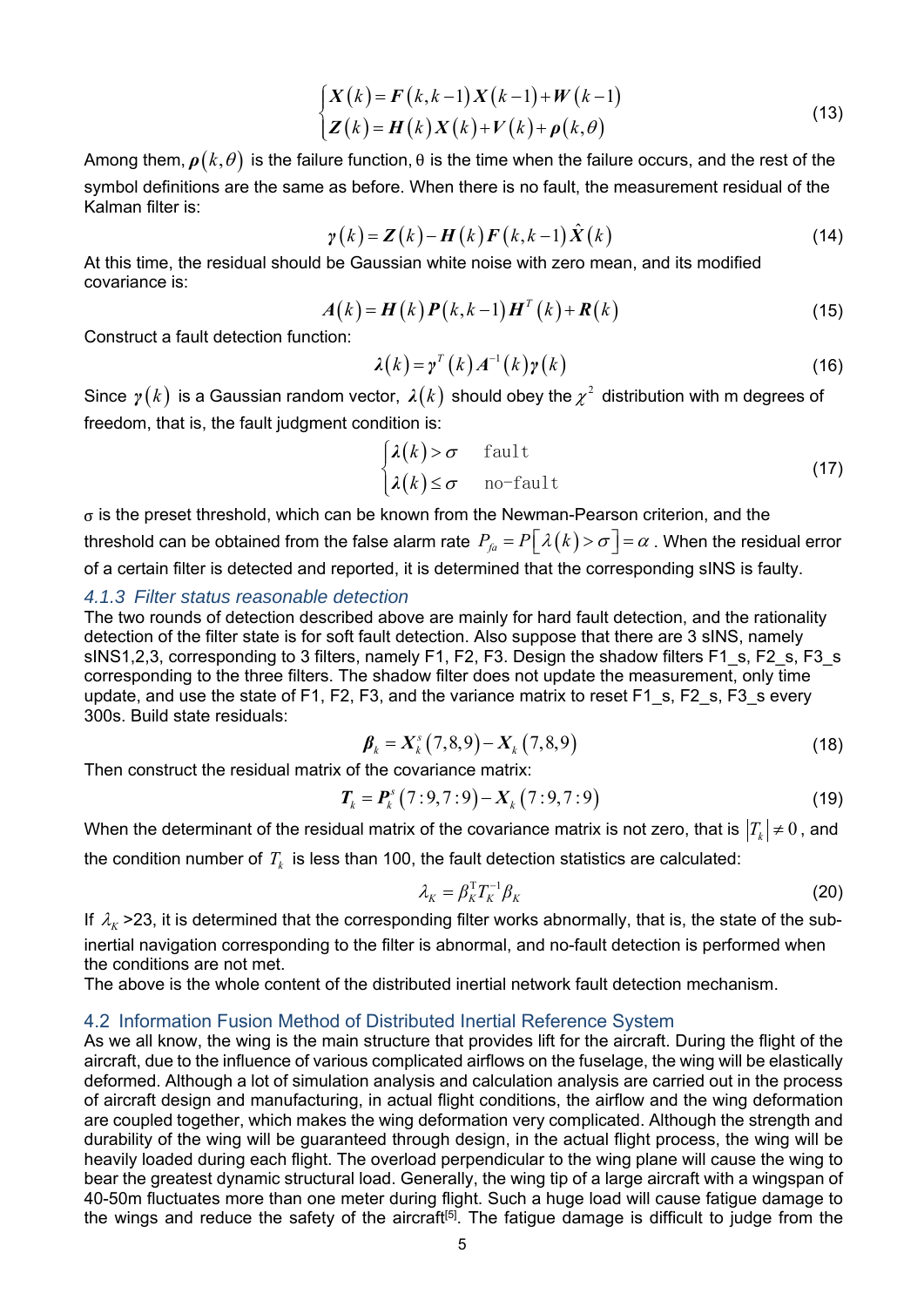$$
\begin{cases}
\boldsymbol{X}(k) = \boldsymbol{F}(k,k-1)\boldsymbol{X}(k-1) + \boldsymbol{W}(k-1) \\
\boldsymbol{Z}(k) = \boldsymbol{H}(k)\boldsymbol{X}(k) + \boldsymbol{V}(k) + \boldsymbol{\rho}(k,\theta)
\end{cases}
\tag{13}
$$

Among them, $\boldsymbol{\rho}(k,\theta)$ is the failure function, θ is the time when the failure occurs, and the rest of the symbol definitions are the same as before. When there is no fault, the measurement residual of the Kalman filter is:

$$
\boldsymbol{\gamma}(k) = \boldsymbol{Z}(k) - \boldsymbol{H}(k)\boldsymbol{F}(k,k-1)\hat{\boldsymbol{X}}(k) \tag{14}
$$

At this time, the residual should be Gaussian white noise with zero mean, and its modified covariance is:

$$
\boldsymbol{A}(k) = \boldsymbol{H}(k)\boldsymbol{P}(k,k-1)\boldsymbol{H}^T(k) + \boldsymbol{R}(k) \tag{15}
$$

Construct a fault detection function:

$$
\boldsymbol{\lambda}(k) = \boldsymbol{\gamma}^T(k)\boldsymbol{A}^{-1}(k)\boldsymbol{\gamma}(k) \tag{16}
$$

Since $\boldsymbol{\gamma}(k)$ is a Gaussian random vector, $\boldsymbol{\lambda}(k)$ should obey the $\chi^2$ distribution with m degrees of freedom, that is, the fault judgment condition is:

$$
\begin{cases}
\boldsymbol{\lambda}(k) > \sigma & \text{fault} \\
\boldsymbol{\lambda}(k) \le \sigma & \text{no-fault}
\end{cases}
\tag{17}
$$

σ is the preset threshold, which can be known from the Newman-Pearson criterion, and the threshold can be obtained from the false alarm rate $P_{fa} = P\left[\lambda(k) > \sigma\right] = \alpha$. When the residual error of a certain filter is detected and reported, it is determined that the corresponding sINS is faulty.

### *4.1.3 Filter status reasonable detection*

The two rounds of detection described above are mainly for hard fault detection, and the rationality detection of the filter state is for soft fault detection. Also suppose that there are 3 sINS, namely sINS1,2,3, corresponding to 3 filters, namely F1, F2, F3. Design the shadow filters F1_s, F2_s, F3_s corresponding to the three filters. The shadow filter does not update the measurement, only time update, and use the state of F1, F2, F3, and the variance matrix to reset F1_s, F2_s, F3_s every 300s. Build state residuals:

$$
\boldsymbol{\beta}_k = \boldsymbol{X}_k^s(7,8,9) - \boldsymbol{X}_k(7,8,9) \tag{18}
$$

Then construct the residual matrix of the covariance matrix:

$$
\boldsymbol{T}_k = \boldsymbol{P}_k^s(7:9,7:9) - \boldsymbol{X}_k(7:9,7:9) \tag{19}
$$

When the determinant of the residual matrix of the covariance matrix is not zero, that is $|T_k| \neq 0$, and the condition number of $T_k$ is less than 100, the fault detection statistics are calculated:

$$
\lambda_K = \beta_K^{\mathrm{T}} T_K^{-1} \beta_K \tag{20}
$$

If $\lambda_K$ >23, it is determined that the corresponding filter works abnormally, that is, the state of the sub-inertial navigation corresponding to the filter is abnormal, and no-fault detection is performed when the conditions are not met.

The above is the whole content of the distributed inertial network fault detection mechanism.

## 4.2 Information Fusion Method of Distributed Inertial Reference System

As we all know, the wing is the main structure that provides lift for the aircraft. During the flight of the aircraft, due to the influence of various complicated airflows on the fuselage, the wing will be elastically deformed. Although a lot of simulation analysis and calculation analysis are carried out in the process of aircraft design and manufacturing, in actual flight conditions, the airflow and the wing deformation are coupled together, which makes the wing deformation very complicated. Although the strength and durability of the wing will be guaranteed through design, in the actual flight process, the wing will be heavily loaded during each flight. The overload perpendicular to the wing plane will cause the wing to bear the greatest dynamic structural load. Generally, the wing tip of a large aircraft with a wingspan of 40-50m fluctuates more than one meter during flight. Such a huge load will cause fatigue damage to the wings and reduce the safety of the aircraft[5]. The fatigue damage is difficult to judge from the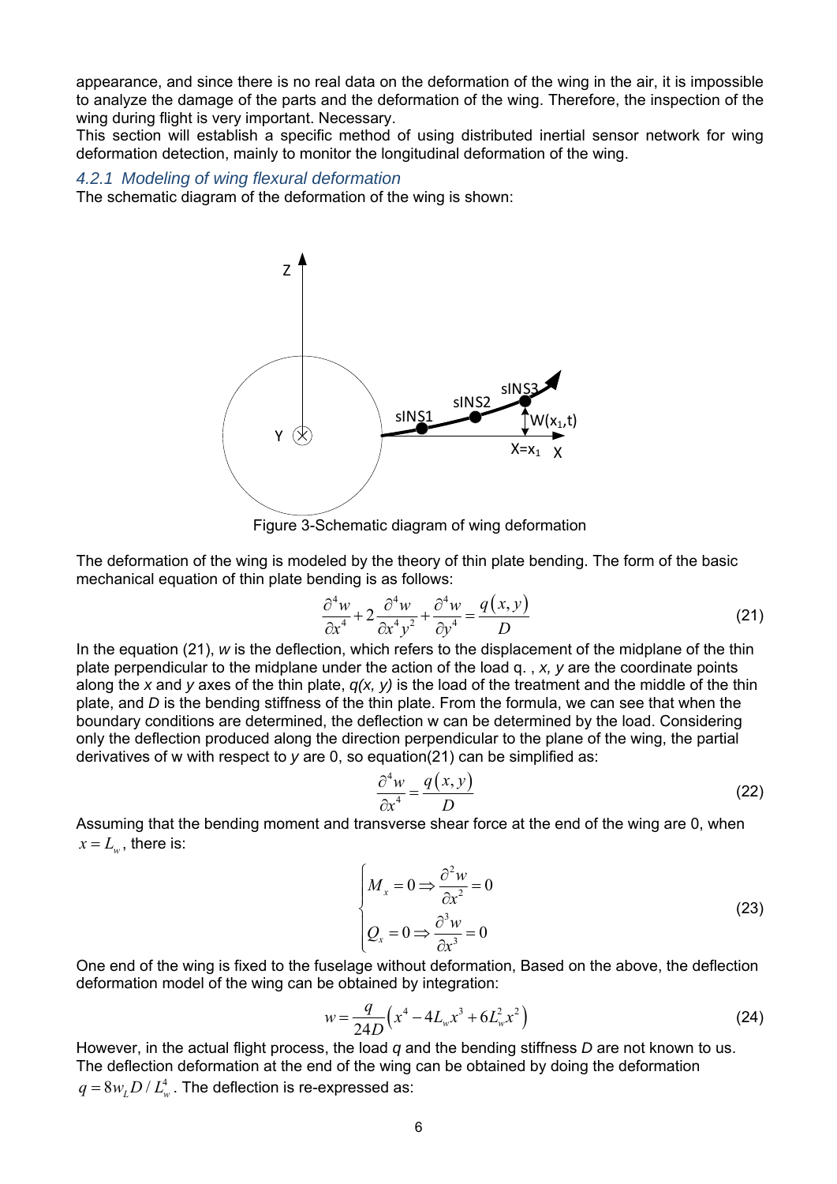appearance, and since there is no real data on the deformation of the wing in the air, it is impossible to analyze the damage of the parts and the deformation of the wing. Therefore, the inspection of the wing during flight is very important. Necessary.

This section will establish a specific method of using distributed inertial sensor network for wing deformation detection, mainly to monitor the longitudinal deformation of the wing.

### *4.2.1 Modeling of wing flexural deformation*

The schematic diagram of the deformation of the wing is shown:

Figure 3-Schematic diagram of wing deformation

The deformation of the wing is modeled by the theory of thin plate bending. The form of the basic mechanical equation of thin plate bending is as follows:

$$\frac{\partial^4 w}{\partial x^4} + 2\frac{\partial^4 w}{\partial x^4 y^2} + \frac{\partial^4 w}{\partial y^4} = \frac{q(x,y)}{D} \tag{21}$$

In the equation (21), *w* is the deflection, which refers to the displacement of the midplane of the thin plate perpendicular to the midplane under the action of the load q. , *x, y* are the coordinate points along the *x* and *y* axes of the thin plate, *q(x, y)* is the load of the treatment and the middle of the thin plate, and *D* is the bending stiffness of the thin plate. From the formula, we can see that when the boundary conditions are determined, the deflection w can be determined by the load. Considering only the deflection produced along the direction perpendicular to the plane of the wing, the partial derivatives of w with respect to *y* are 0, so equation(21) can be simplified as:

$$\frac{\partial^4 w}{\partial x^4} = \frac{q(x,y)}{D} \tag{22}$$

Assuming that the bending moment and transverse shear force at the end of the wing are 0, when $x = L_w$, there is:

$$\begin{cases} M_x = 0 \Rightarrow \dfrac{\partial^2 w}{\partial x^2} = 0 \\ Q_x = 0 \Rightarrow \dfrac{\partial^3 w}{\partial x^3} = 0 \end{cases} \tag{23}$$

One end of the wing is fixed to the fuselage without deformation, Based on the above, the deflection deformation model of the wing can be obtained by integration:

$$w = \frac{q}{24D}\left(x^4 - 4L_w x^3 + 6L_w^2 x^2\right) \tag{24}$$

However, in the actual flight process, the load *q* and the bending stiffness *D* are not known to us. The deflection deformation at the end of the wing can be obtained by doing the deformation $q = 8w_L D / L_w^4$. The deflection is re-expressed as: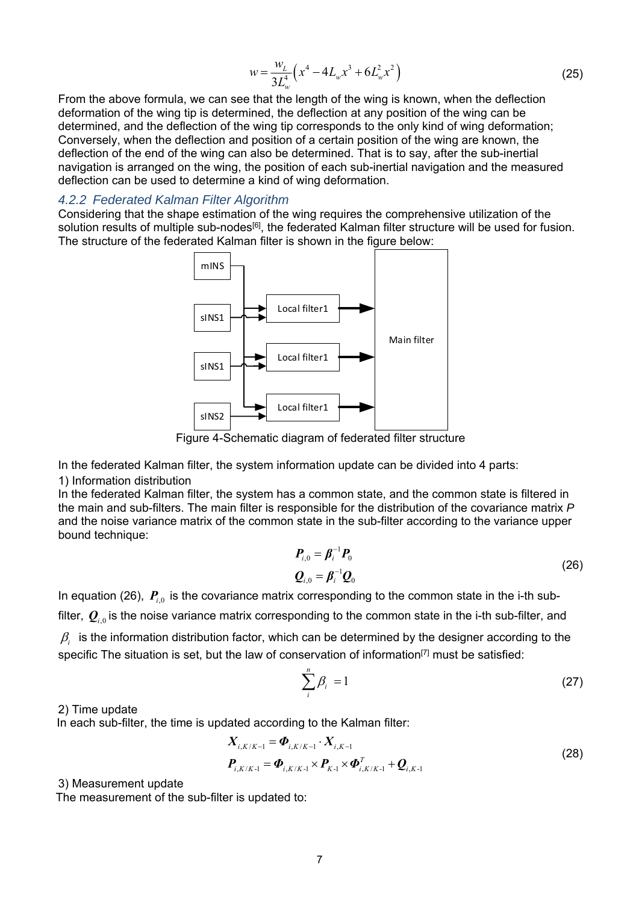$$w = \frac{w_L}{3L_w^4}\left(x^4 - 4L_w x^3 + 6L_w^2 x^2\right) \tag{25}$$

From the above formula, we can see that the length of the wing is known, when the deflection deformation of the wing tip is determined, the deflection at any position of the wing can be determined, and the deflection of the wing tip corresponds to the only kind of wing deformation; Conversely, when the deflection and position of a certain position of the wing are known, the deflection of the end of the wing can also be determined. That is to say, after the sub-inertial navigation is arranged on the wing, the position of each sub-inertial navigation and the measured deflection can be used to determine a kind of wing deformation.

### 4.2.2 Federated Kalman Filter Algorithm

Considering that the shape estimation of the wing requires the comprehensive utilization of the solution results of multiple sub-nodes[6], the federated Kalman filter structure will be used for fusion. The structure of the federated Kalman filter is shown in the figure below:

Figure 4-Schematic diagram of federated filter structure

In the federated Kalman filter, the system information update can be divided into 4 parts:

1) Information distribution

In the federated Kalman filter, the system has a common state, and the common state is filtered in the main and sub-filters. The main filter is responsible for the distribution of the covariance matrix *P* and the noise variance matrix of the common state in the sub-filter according to the variance upper bound technique:

$$\begin{aligned} \boldsymbol{P}_{i,0} &= \boldsymbol{\beta}_i^{-1}\boldsymbol{P}_0 \\ \boldsymbol{Q}_{i,0} &= \boldsymbol{\beta}_i^{-1}\boldsymbol{Q}_0 \end{aligned} \tag{26}$$

In equation (26), $\boldsymbol{P}_{i,0}$ is the covariance matrix corresponding to the common state in the i-th sub-filter, $\boldsymbol{Q}_{i,0}$ is the noise variance matrix corresponding to the common state in the i-th sub-filter, and $\beta_i$ is the information distribution factor, which can be determined by the designer according to the specific The situation is set, but the law of conservation of information[7] must be satisfied:

$$\sum_{i}^{n} \beta_i = 1 \tag{27}$$

2) Time update

In each sub-filter, the time is updated according to the Kalman filter:

$$\begin{aligned} \boldsymbol{X}_{i,K/K-1} &= \boldsymbol{\Phi}_{i,K/K-1} \cdot \boldsymbol{X}_{i,K-1} \\ \boldsymbol{P}_{i,K/K\text{-}1} &= \boldsymbol{\Phi}_{i,K/K\text{-}1} \times \boldsymbol{P}_{K\text{-}1} \times \boldsymbol{\Phi}_{i,K/K\text{-}1}^{T} + \boldsymbol{Q}_{i,K\text{-}1} \end{aligned} \tag{28}$$

3) Measurement update

The measurement of the sub-filter is updated to: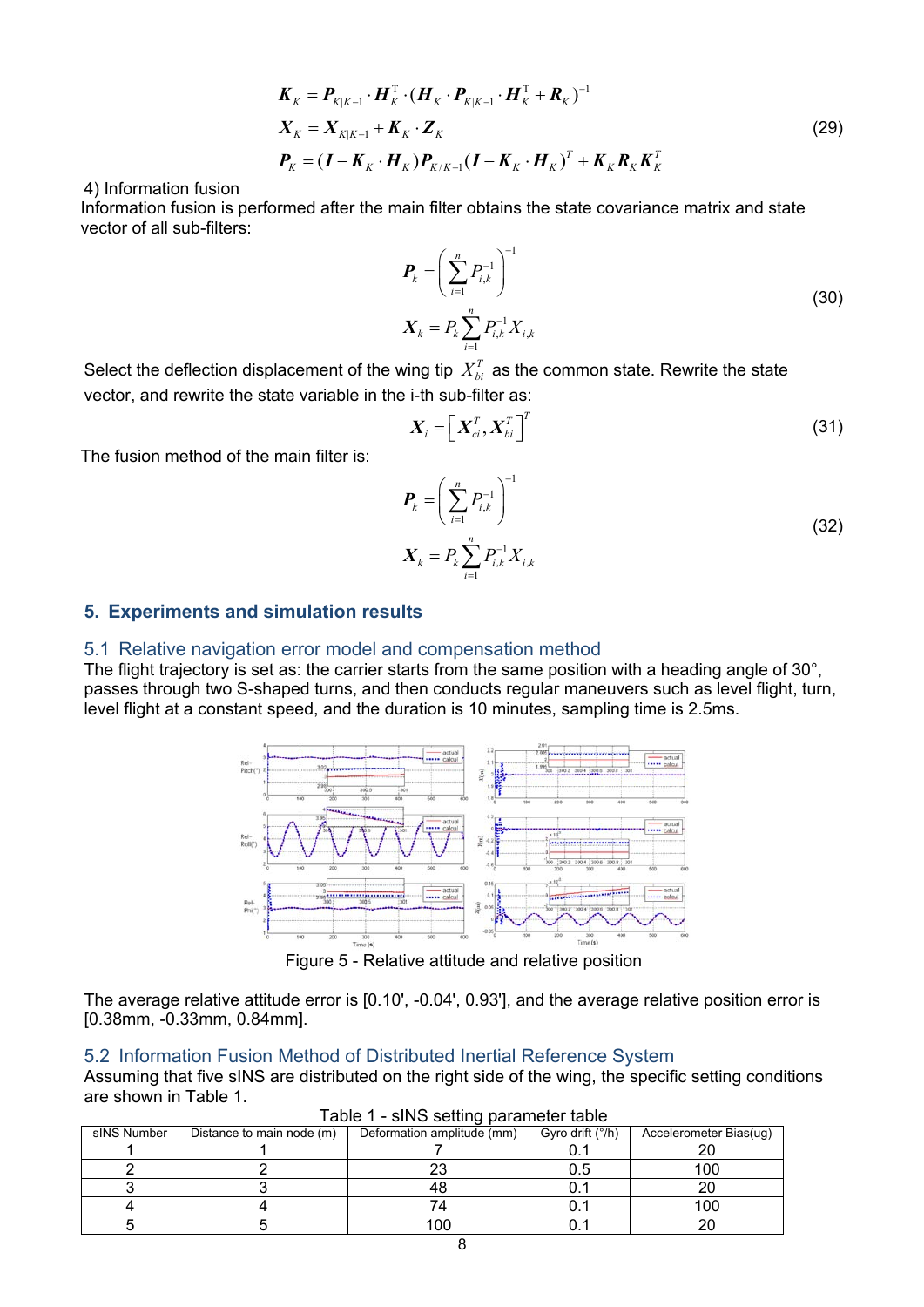$$
\begin{aligned}
&\boldsymbol{K}_K = \boldsymbol{P}_{K|K-1} \cdot \boldsymbol{H}_K^{\mathrm{T}} \cdot (\boldsymbol{H}_K \cdot \boldsymbol{P}_{K|K-1} \cdot \boldsymbol{H}_K^{\mathrm{T}} + \boldsymbol{R}_K)^{-1} \\
&\boldsymbol{X}_K = \boldsymbol{X}_{K|K-1} + \boldsymbol{K}_K \cdot \boldsymbol{Z}_K \\
&\boldsymbol{P}_K = (\boldsymbol{I} - \boldsymbol{K}_K \cdot \boldsymbol{H}_K)\boldsymbol{P}_{K/K-1}(\boldsymbol{I} - \boldsymbol{K}_K \cdot \boldsymbol{H}_K)^T + \boldsymbol{K}_K \boldsymbol{R}_K \boldsymbol{K}_K^T
\end{aligned}
\tag{29}
$$

4) Information fusion

Information fusion is performed after the main filter obtains the state covariance matrix and state vector of all sub-filters:

$$
\begin{aligned}
&\boldsymbol{P}_k = \left( \sum_{i=1}^{n} P_{i,k}^{-1} \right)^{-1} \\
&\boldsymbol{X}_k = P_k \sum_{i=1}^{n} P_{i,k}^{-1} X_{i,k}
\end{aligned}
\tag{30}
$$

Select the deflection displacement of the wing tip $X_{bi}^T$ as the common state. Rewrite the state vector, and rewrite the state variable in the i-th sub-filter as:

$$
\boldsymbol{X}_i = \left[ \boldsymbol{X}_{ci}^T, \boldsymbol{X}_{bi}^T \right]^T \tag{31}
$$

The fusion method of the main filter is:

$$
\begin{aligned}
&\boldsymbol{P}_k = \left( \sum_{i=1}^{n} P_{i,k}^{-1} \right)^{-1} \\
&\boldsymbol{X}_k = P_k \sum_{i=1}^{n} P_{i,k}^{-1} X_{i,k}
\end{aligned}
\tag{32}
$$

## 5. Experiments and simulation results

### 5.1 Relative navigation error model and compensation method

The flight trajectory is set as: the carrier starts from the same position with a heading angle of 30°, passes through two S-shaped turns, and then conducts regular maneuvers such as level flight, turn, level flight at a constant speed, and the duration is 10 minutes, sampling time is 2.5ms.

Figure 5 - Relative attitude and relative position

The average relative attitude error is [0.10', -0.04', 0.93'], and the average relative position error is [0.38mm, -0.33mm, 0.84mm].

### 5.2 Information Fusion Method of Distributed Inertial Reference System

Assuming that five sINS are distributed on the right side of the wing, the specific setting conditions are shown in Table 1.

Table 1 - sINS setting parameter table

| sINS Number | Distance to main node (m) | Deformation amplitude (mm) | Gyro drift (°/h) | Accelerometer Bias(ug) |
|---|---|---|---|---|
| 1 | 1 | 7 | 0.1 | 20 |
| 2 | 2 | 23 | 0.5 | 100 |
| 3 | 3 | 48 | 0.1 | 20 |
| 4 | 4 | 74 | 0.1 | 100 |
| 5 | 5 | 100 | 0.1 | 20 |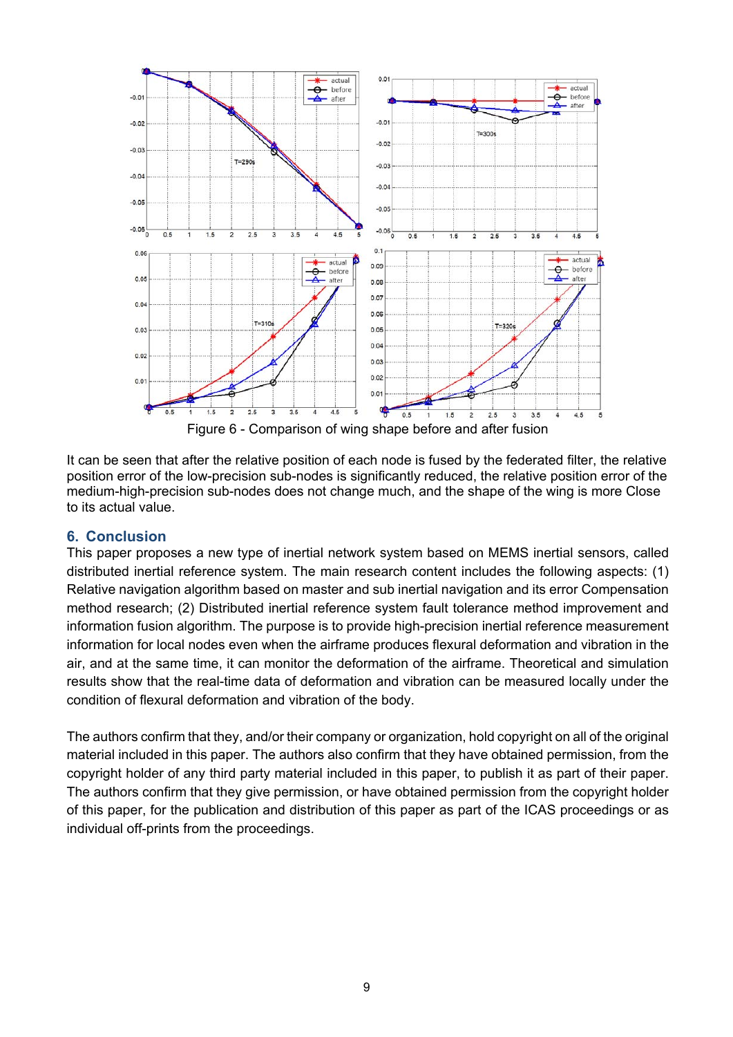Figure 6 - Comparison of wing shape before and after fusion

It can be seen that after the relative position of each node is fused by the federated filter, the relative position error of the low-precision sub-nodes is significantly reduced, the relative position error of the medium-high-precision sub-nodes does not change much, and the shape of the wing is more Close to its actual value.

## 6. Conclusion

This paper proposes a new type of inertial network system based on MEMS inertial sensors, called distributed inertial reference system. The main research content includes the following aspects: (1) Relative navigation algorithm based on master and sub inertial navigation and its error Compensation method research; (2) Distributed inertial reference system fault tolerance method improvement and information fusion algorithm. The purpose is to provide high-precision inertial reference measurement information for local nodes even when the airframe produces flexural deformation and vibration in the air, and at the same time, it can monitor the deformation of the airframe. Theoretical and simulation results show that the real-time data of deformation and vibration can be measured locally under the condition of flexural deformation and vibration of the body.

The authors confirm that they, and/or their company or organization, hold copyright on all of the original material included in this paper. The authors also confirm that they have obtained permission, from the copyright holder of any third party material included in this paper, to publish it as part of their paper. The authors confirm that they give permission, or have obtained permission from the copyright holder of this paper, for the publication and distribution of this paper as part of the ICAS proceedings or as individual off-prints from the proceedings.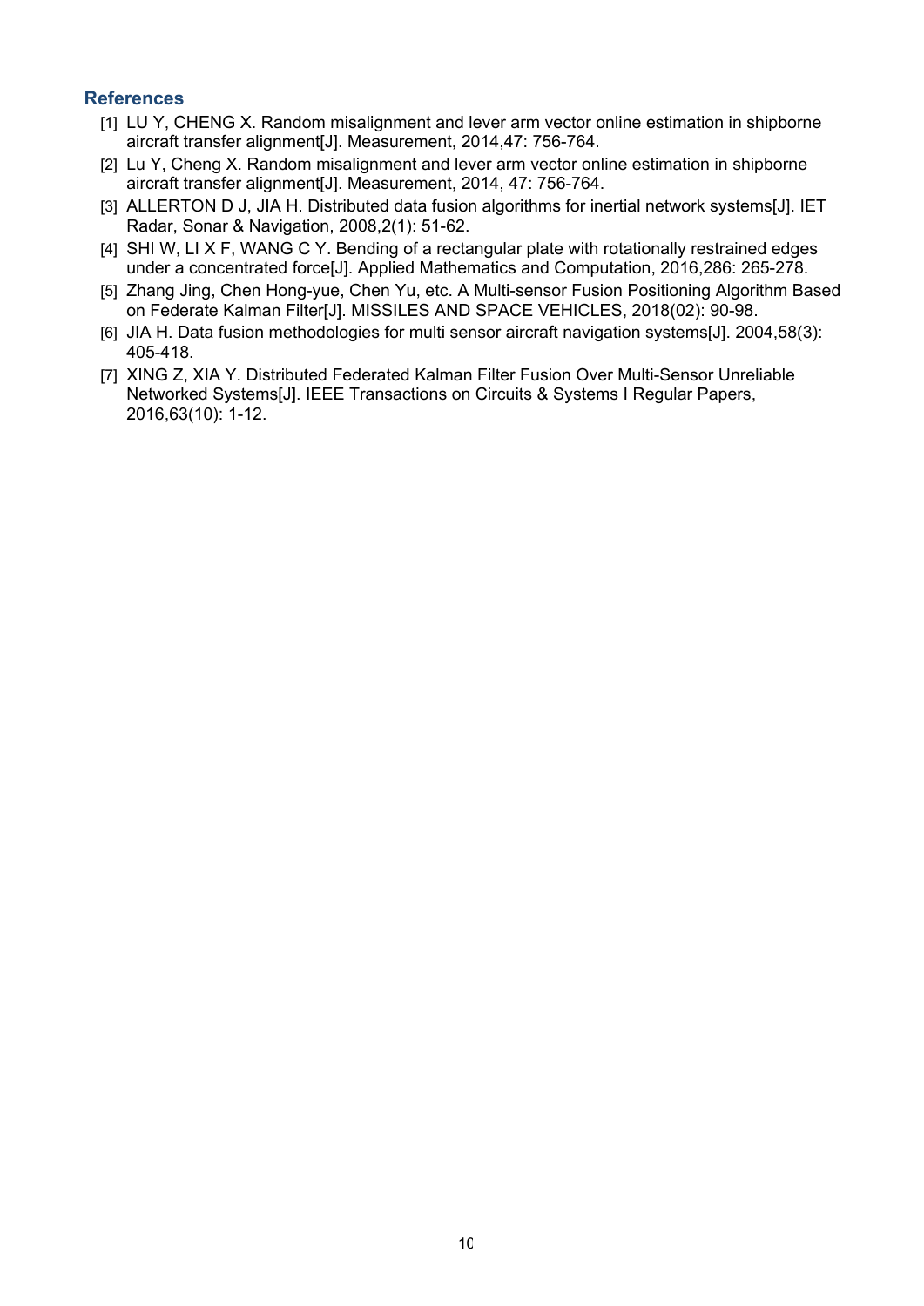## References

- [1] LU Y, CHENG X. Random misalignment and lever arm vector online estimation in shipborne aircraft transfer alignment[J]. Measurement, 2014,47: 756-764.
- [2] Lu Y, Cheng X. Random misalignment and lever arm vector online estimation in shipborne aircraft transfer alignment[J]. Measurement, 2014, 47: 756-764.
- [3] ALLERTON D J, JIA H. Distributed data fusion algorithms for inertial network systems[J]. IET Radar, Sonar & Navigation, 2008,2(1): 51-62.
- [4] SHI W, LI X F, WANG C Y. Bending of a rectangular plate with rotationally restrained edges under a concentrated force[J]. Applied Mathematics and Computation, 2016,286: 265-278.
- [5] Zhang Jing, Chen Hong-yue, Chen Yu, etc. A Multi-sensor Fusion Positioning Algorithm Based on Federate Kalman Filter[J]. MISSILES AND SPACE VEHICLES, 2018(02): 90-98.
- [6] JIA H. Data fusion methodologies for multi sensor aircraft navigation systems[J]. 2004,58(3): 405-418.
- [7] XING Z, XIA Y. Distributed Federated Kalman Filter Fusion Over Multi-Sensor Unreliable Networked Systems[J]. IEEE Transactions on Circuits & Systems I Regular Papers, 2016,63(10): 1-12.